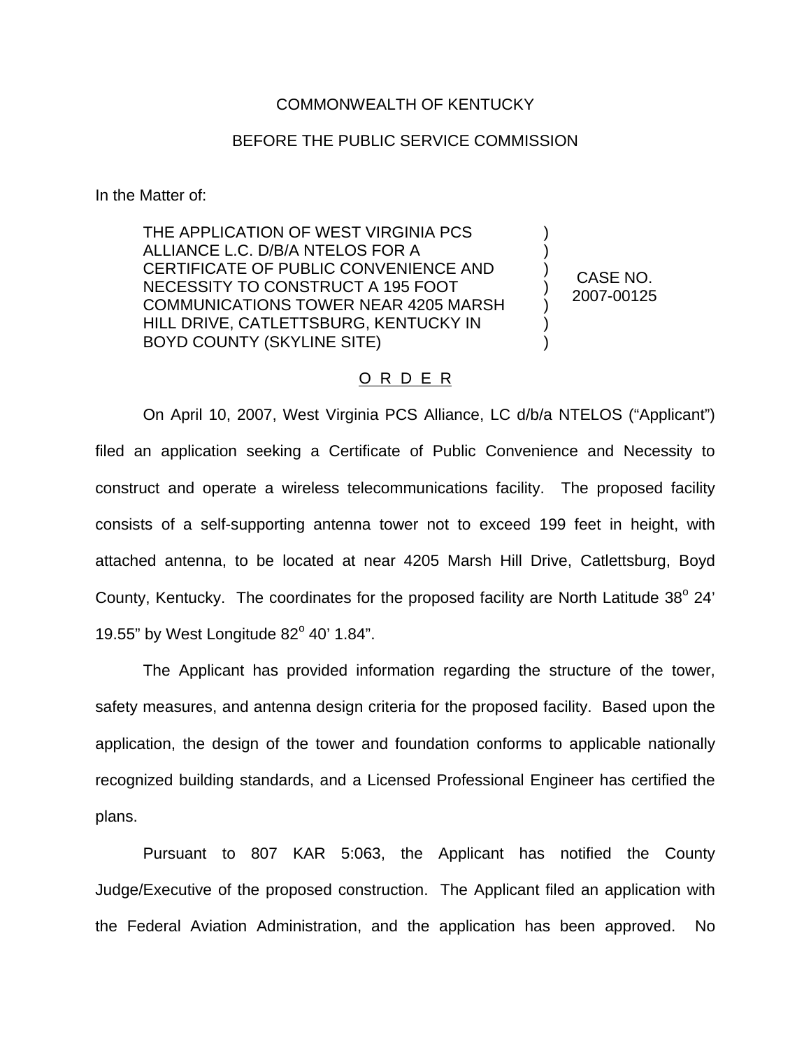COMMONWEALTH OF KENTUCKY

BEFORE THE PUBLIC SERVICE COMMISSION

In the Matter of:

THE APPLICATION OF WEST VIRGINIA PCS ALLIANCE L.C. D/B/A NTELOS FOR A CERTIFICATE OF PUBLIC CONVENIENCE AND NECESSITY TO CONSTRUCT A 195 FOOT COMMUNICATIONS TOWER NEAR 4205 MARSH HILL DRIVE, CATLETTSBURG, KENTUCKY IN BOYD COUNTY (SKYLINE SITE) ) CASE NO. 2007-00125

## O R D E R

On April 10, 2007, West Virginia PCS Alliance, LC d/b/a NTELOS ("Applicant") filed an application seeking a Certificate of Public Convenience and Necessity to construct and operate a wireless telecommunications facility. The proposed facility consists of a self-supporting antenna tower not to exceed 199 feet in height, with attached antenna, to be located at near 4205 Marsh Hill Drive, Catlettsburg, Boyd County, Kentucky. The coordinates for the proposed facility are North Latitude 38° 24' 19.55" by West Longitude 82° 40' 1.84".

The Applicant has provided information regarding the structure of the tower, safety measures, and antenna design criteria for the proposed facility. Based upon the application, the design of the tower and foundation conforms to applicable nationally recognized building standards, and a Licensed Professional Engineer has certified the plans.

Pursuant to 807 KAR 5:063, the Applicant has notified the County Judge/Executive of the proposed construction. The Applicant filed an application with the Federal Aviation Administration, and the application has been approved. No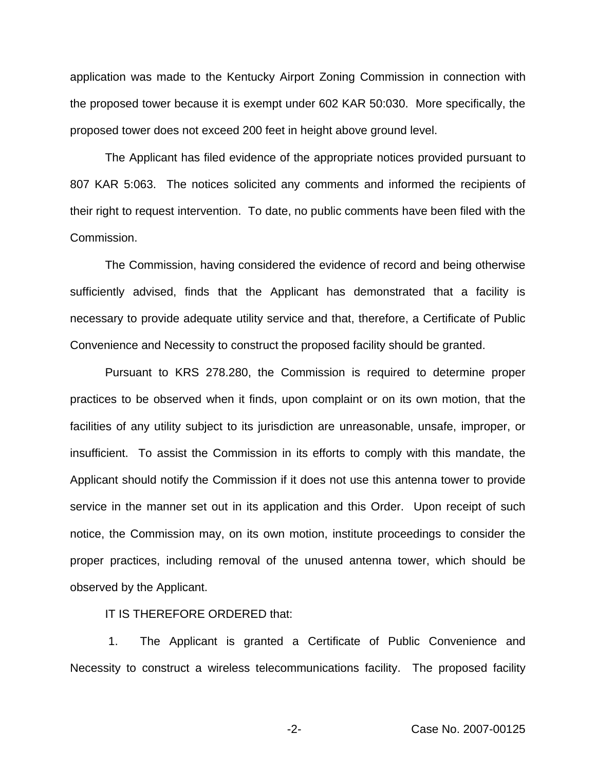application was made to the Kentucky Airport Zoning Commission in connection with the proposed tower because it is exempt under 602 KAR 50:030. More specifically, the proposed tower does not exceed 200 feet in height above ground level.

The Applicant has filed evidence of the appropriate notices provided pursuant to 807 KAR 5:063. The notices solicited any comments and informed the recipients of their right to request intervention. To date, no public comments have been filed with the Commission.

The Commission, having considered the evidence of record and being otherwise sufficiently advised, finds that the Applicant has demonstrated that a facility is necessary to provide adequate utility service and that, therefore, a Certificate of Public Convenience and Necessity to construct the proposed facility should be granted.

Pursuant to KRS 278.280, the Commission is required to determine proper practices to be observed when it finds, upon complaint or on its own motion, that the facilities of any utility subject to its jurisdiction are unreasonable, unsafe, improper, or insufficient. To assist the Commission in its efforts to comply with this mandate, the Applicant should notify the Commission if it does not use this antenna tower to provide service in the manner set out in its application and this Order. Upon receipt of such notice, the Commission may, on its own motion, institute proceedings to consider the proper practices, including removal of the unused antenna tower, which should be observed by the Applicant.

IT IS THEREFORE ORDERED that:

1. The Applicant is granted a Certificate of Public Convenience and Necessity to construct a wireless telecommunications facility. The proposed facility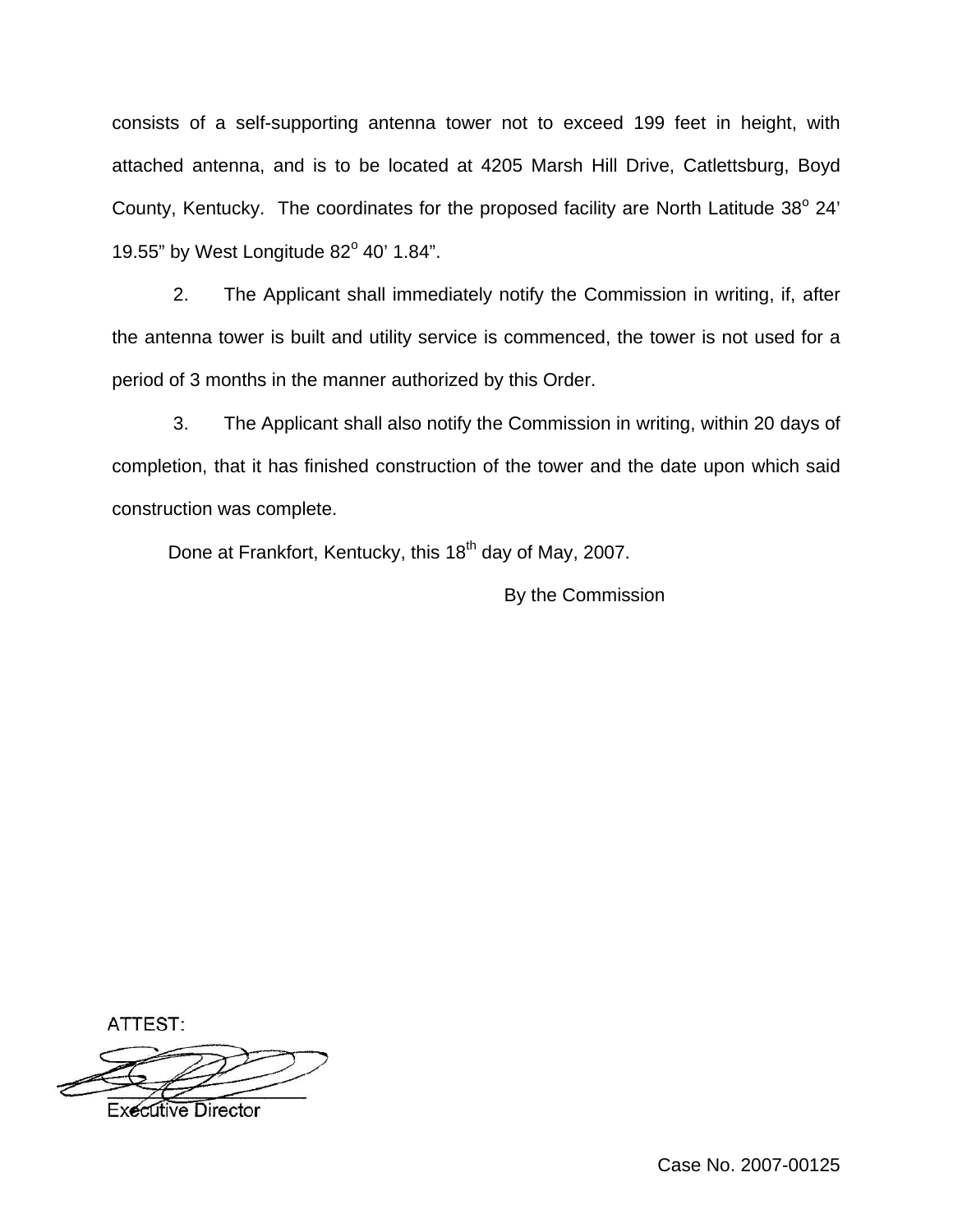consists of a self-supporting antenna tower not to exceed 199 feet in height, with attached antenna, and is to be located at 4205 Marsh Hill Drive, Catlettsburg, Boyd County, Kentucky. The coordinates for the proposed facility are North Latitude 38° 24' 19.55" by West Longitude 82° 40' 1.84".

2. The Applicant shall immediately notify the Commission in writing, if, after the antenna tower is built and utility service is commenced, the tower is not used for a period of 3 months in the manner authorized by this Order.

3. The Applicant shall also notify the Commission in writing, within 20 days of completion, that it has finished construction of the tower and the date upon which said construction was complete.

Done at Frankfort, Kentucky, this 18th day of May, 2007.

By the Commission

ATTEST:

Executive Director

Case No. 2007-00125